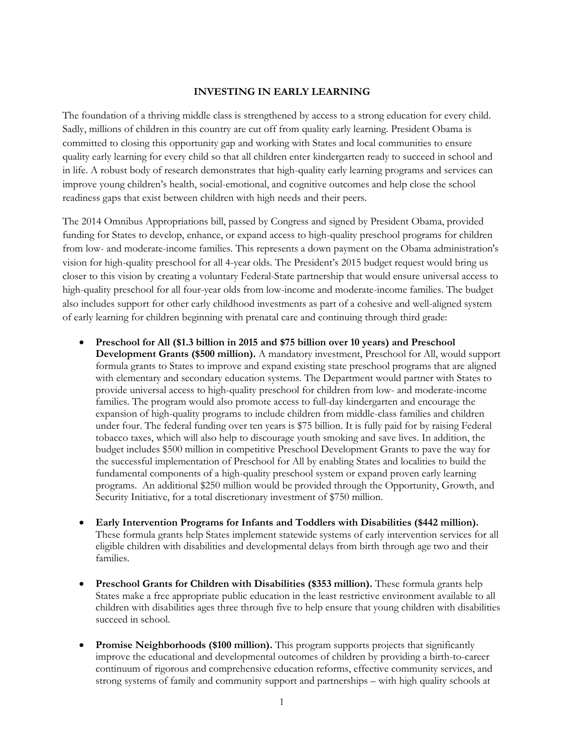# INVESTING IN EARLY LEARNING

The foundation of a thriving middle class is strengthened by access to a strong education for every child. Sadly, millions of children in this country are cut off from quality early learning. President Obama is committed to closing this opportunity gap and working with States and local communities to ensure quality early learning for every child so that all children enter kindergarten ready to succeed in school and in life. A robust body of research demonstrates that high-quality early learning programs and services can improve young children's health, social-emotional, and cognitive outcomes and help close the school readiness gaps that exist between children with high needs and their peers.

The 2014 Omnibus Appropriations bill, passed by Congress and signed by President Obama, provided funding for States to develop, enhance, or expand access to high-quality preschool programs for children from low- and moderate-income families. This represents a down payment on the Obama administration's vision for high-quality preschool for all 4-year olds. The President's 2015 budget request would bring us closer to this vision by creating a voluntary Federal-State partnership that would ensure universal access to high-quality preschool for all four-year olds from low-income and moderate-income families. The budget also includes support for other early childhood investments as part of a cohesive and well-aligned system of early learning for children beginning with prenatal care and continuing through third grade:

- **Preschool for All ($1.3 billion in 2015 and $75 billion over 10 years) and Preschool Development Grants ($500 million).** A mandatory investment, Preschool for All, would support formula grants to States to improve and expand existing state preschool programs that are aligned with elementary and secondary education systems. The Department would partner with States to provide universal access to high-quality preschool for children from low- and moderate-income families. The program would also promote access to full-day kindergarten and encourage the expansion of high-quality programs to include children from middle-class families and children under four. The federal funding over ten years is $75 billion. It is fully paid for by raising Federal tobacco taxes, which will also help to discourage youth smoking and save lives. In addition, the budget includes $500 million in competitive Preschool Development Grants to pave the way for the successful implementation of Preschool for All by enabling States and localities to build the fundamental components of a high-quality preschool system or expand proven early learning programs. An additional $250 million would be provided through the Opportunity, Growth, and Security Initiative, for a total discretionary investment of $750 million.

- **Early Intervention Programs for Infants and Toddlers with Disabilities ($442 million).** These formula grants help States implement statewide systems of early intervention services for all eligible children with disabilities and developmental delays from birth through age two and their families.

- **Preschool Grants for Children with Disabilities ($353 million).** These formula grants help States make a free appropriate public education in the least restrictive environment available to all children with disabilities ages three through five to help ensure that young children with disabilities succeed in school.

- **Promise Neighborhoods ($100 million).** This program supports projects that significantly improve the educational and developmental outcomes of children by providing a birth-to-career continuum of rigorous and comprehensive education reforms, effective community services, and strong systems of family and community support and partnerships – with high quality schools at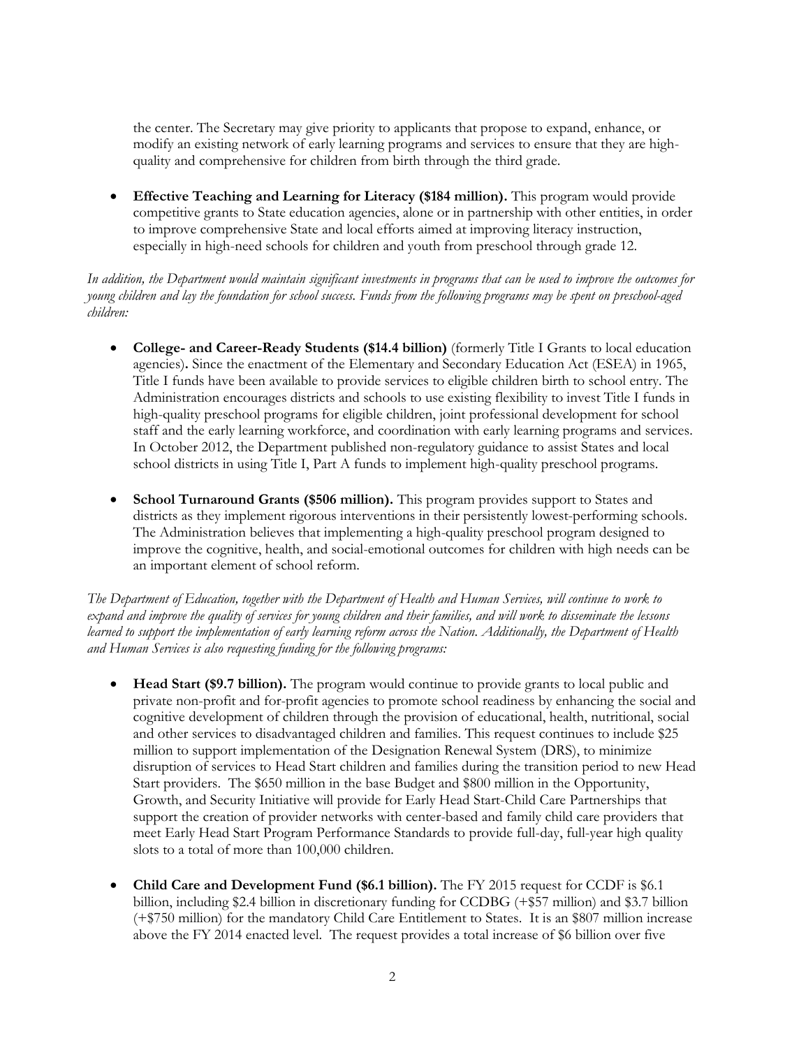the center. The Secretary may give priority to applicants that propose to expand, enhance, or modify an existing network of early learning programs and services to ensure that they are high-quality and comprehensive for children from birth through the third grade.

- **Effective Teaching and Learning for Literacy ($184 million).** This program would provide competitive grants to State education agencies, alone or in partnership with other entities, in order to improve comprehensive State and local efforts aimed at improving literacy instruction, especially in high-need schools for children and youth from preschool through grade 12.

*In addition, the Department would maintain significant investments in programs that can be used to improve the outcomes for young children and lay the foundation for school success. Funds from the following programs may be spent on preschool-aged children:*

- **College- and Career-Ready Students ($14.4 billion)** (formerly Title I Grants to local education agencies)**.** Since the enactment of the Elementary and Secondary Education Act (ESEA) in 1965, Title I funds have been available to provide services to eligible children birth to school entry. The Administration encourages districts and schools to use existing flexibility to invest Title I funds in high-quality preschool programs for eligible children, joint professional development for school staff and the early learning workforce, and coordination with early learning programs and services. In October 2012, the Department published non-regulatory guidance to assist States and local school districts in using Title I, Part A funds to implement high-quality preschool programs.

- **School Turnaround Grants ($506 million).** This program provides support to States and districts as they implement rigorous interventions in their persistently lowest-performing schools. The Administration believes that implementing a high-quality preschool program designed to improve the cognitive, health, and social-emotional outcomes for children with high needs can be an important element of school reform.

*The Department of Education, together with the Department of Health and Human Services, will continue to work to expand and improve the quality of services for young children and their families, and will work to disseminate the lessons learned to support the implementation of early learning reform across the Nation. Additionally, the Department of Health and Human Services is also requesting funding for the following programs:*

- **Head Start ($9.7 billion).** The program would continue to provide grants to local public and private non-profit and for-profit agencies to promote school readiness by enhancing the social and cognitive development of children through the provision of educational, health, nutritional, social and other services to disadvantaged children and families. This request continues to include $25 million to support implementation of the Designation Renewal System (DRS), to minimize disruption of services to Head Start children and families during the transition period to new Head Start providers. The $650 million in the base Budget and $800 million in the Opportunity, Growth, and Security Initiative will provide for Early Head Start-Child Care Partnerships that support the creation of provider networks with center-based and family child care providers that meet Early Head Start Program Performance Standards to provide full-day, full-year high quality slots to a total of more than 100,000 children.

- **Child Care and Development Fund ($6.1 billion).** The FY 2015 request for CCDF is $6.1 billion, including $2.4 billion in discretionary funding for CCDBG (+$57 million) and $3.7 billion (+$750 million) for the mandatory Child Care Entitlement to States. It is an $807 million increase above the FY 2014 enacted level. The request provides a total increase of $6 billion over five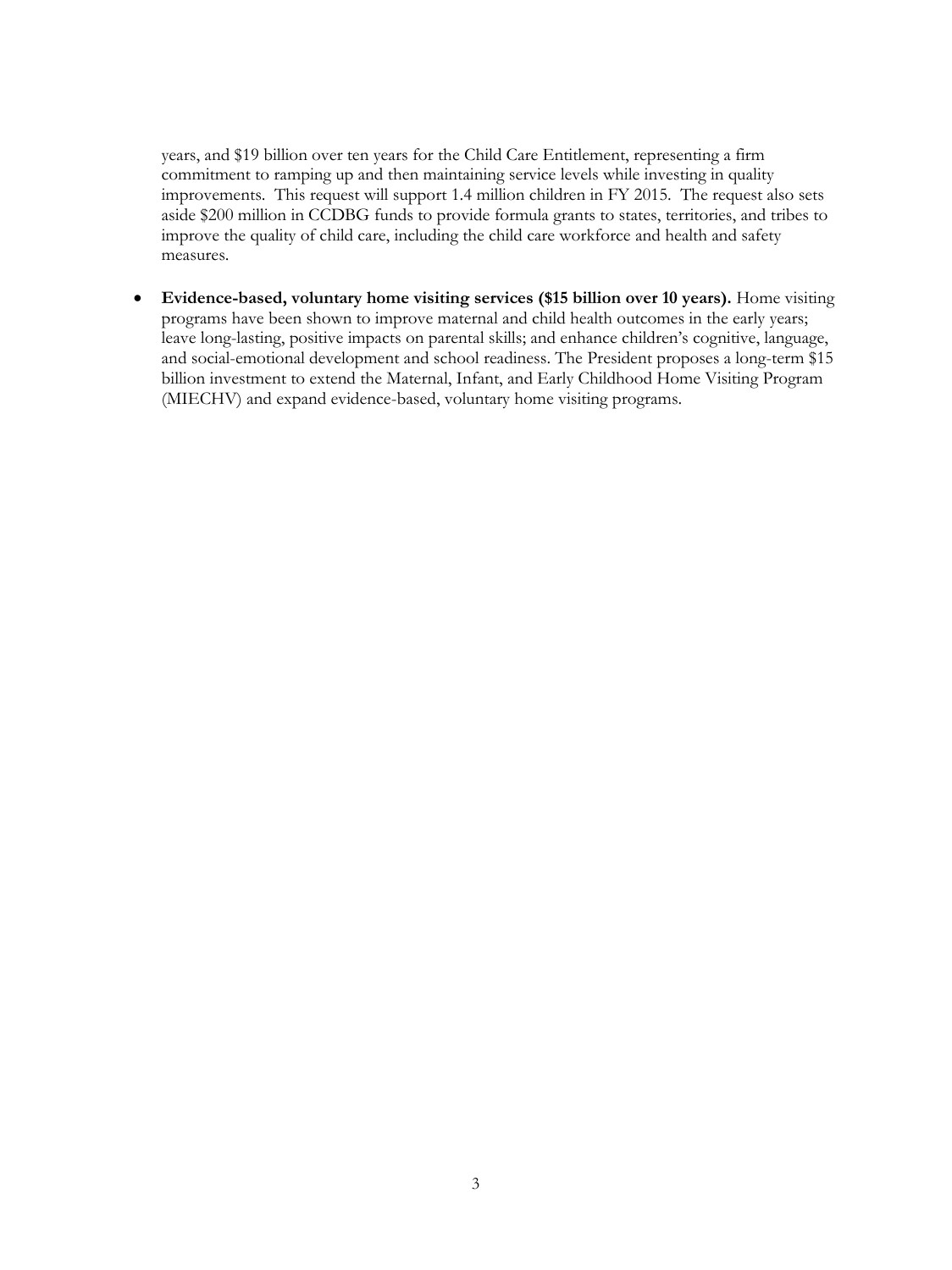years, and $19 billion over ten years for the Child Care Entitlement, representing a firm commitment to ramping up and then maintaining service levels while investing in quality improvements. This request will support 1.4 million children in FY 2015. The request also sets aside $200 million in CCDBG funds to provide formula grants to states, territories, and tribes to improve the quality of child care, including the child care workforce and health and safety measures.

- **Evidence-based, voluntary home visiting services ($15 billion over 10 years).** Home visiting programs have been shown to improve maternal and child health outcomes in the early years; leave long-lasting, positive impacts on parental skills; and enhance children's cognitive, language, and social-emotional development and school readiness. The President proposes a long-term $15 billion investment to extend the Maternal, Infant, and Early Childhood Home Visiting Program (MIECHV) and expand evidence-based, voluntary home visiting programs.